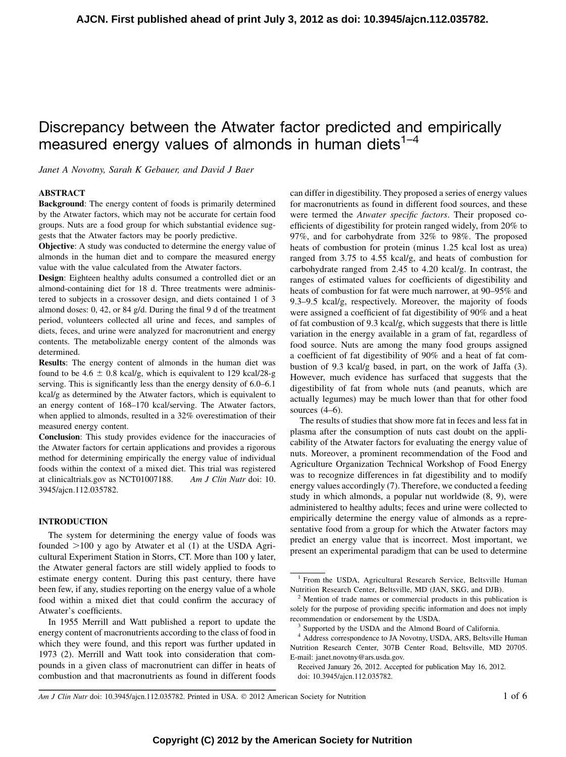# Discrepancy between the Atwater factor predicted and empirically measured energy values of almonds in human diets[1–4]

*Janet A Novotny, Sarah K Gebauer, and David J Baer*

## ABSTRACT

**Background**: The energy content of foods is primarily determined by the Atwater factors, which may not be accurate for certain food groups. Nuts are a food group for which substantial evidence suggests that the Atwater factors may be poorly predictive.

**Objective**: A study was conducted to determine the energy value of almonds in the human diet and to compare the measured energy value with the value calculated from the Atwater factors.

**Design**: Eighteen healthy adults consumed a controlled diet or an almond-containing diet for 18 d. Three treatments were administered to subjects in a crossover design, and diets contained 1 of 3 almond doses: 0, 42, or 84 g/d. During the final 9 d of the treatment period, volunteers collected all urine and feces, and samples of diets, feces, and urine were analyzed for macronutrient and energy contents. The metabolizable energy content of the almonds was determined.

**Results**: The energy content of almonds in the human diet was found to be 4.6 ± 0.8 kcal/g, which is equivalent to 129 kcal/28-g serving. This is significantly less than the energy density of 6.0–6.1 kcal/g as determined by the Atwater factors, which is equivalent to an energy content of 168–170 kcal/serving. The Atwater factors, when applied to almonds, resulted in a 32% overestimation of their measured energy content.

**Conclusion**: This study provides evidence for the inaccuracies of the Atwater factors for certain applications and provides a rigorous method for determining empirically the energy value of individual foods within the context of a mixed diet. This trial was registered at clinicaltrials.gov as NCT01007188. *Am J Clin Nutr* doi: 10.3945/ajcn.112.035782.

## INTRODUCTION

The system for determining the energy value of foods was founded >100 y ago by Atwater et al (1) at the USDA Agricultural Experiment Station in Storrs, CT. More than 100 y later, the Atwater general factors are still widely applied to foods to estimate energy content. During this past century, there have been few, if any, studies reporting on the energy value of a whole food within a mixed diet that could confirm the accuracy of Atwater's coefficients.

In 1955 Merrill and Watt published a report to update the energy content of macronutrients according to the class of food in which they were found, and this report was further updated in 1973 (2). Merrill and Watt took into consideration that compounds in a given class of macronutrient can differ in heats of combustion and that macronutrients as found in different foods can differ in digestibility. They proposed a series of energy values for macronutrients as found in different food sources, and these were termed the *Atwater specific factors*. Their proposed coefficients of digestibility for protein ranged widely, from 20% to 97%, and for carbohydrate from 32% to 98%. The proposed heats of combustion for protein (minus 1.25 kcal lost as urea) ranged from 3.75 to 4.55 kcal/g, and heats of combustion for carbohydrate ranged from 2.45 to 4.20 kcal/g. In contrast, the ranges of estimated values for coefficients of digestibility and heats of combustion for fat were much narrower, at 90–95% and 9.3–9.5 kcal/g, respectively. Moreover, the majority of foods were assigned a coefficient of fat digestibility of 90% and a heat of fat combustion of 9.3 kcal/g, which suggests that there is little variation in the energy available in a gram of fat, regardless of food source. Nuts are among the many food groups assigned a coefficient of fat digestibility of 90% and a heat of fat combustion of 9.3 kcal/g based, in part, on the work of Jaffa (3). However, much evidence has surfaced that suggests that the digestibility of fat from whole nuts (and peanuts, which are actually legumes) may be much lower than that for other food sources (4–6).

The results of studies that show more fat in feces and less fat in plasma after the consumption of nuts cast doubt on the applicability of the Atwater factors for evaluating the energy value of nuts. Moreover, a prominent recommendation of the Food and Agriculture Organization Technical Workshop of Food Energy was to recognize differences in fat digestibility and to modify energy values accordingly (7). Therefore, we conducted a feeding study in which almonds, a popular nut worldwide (8, 9), were administered to healthy adults; feces and urine were collected to empirically determine the energy value of almonds as a representative food from a group for which the Atwater factors may predict an energy value that is incorrect. Most important, we present an experimental paradigm that can be used to determine

---

[1] From the USDA, Agricultural Research Service, Beltsville Human Nutrition Research Center, Beltsville, MD (JAN, SKG, and DJB).

[2] Mention of trade names or commercial products in this publication is solely for the purpose of providing specific information and does not imply recommendation or endorsement by the USDA.

[3] Supported by the USDA and the Almond Board of California.

[4] Address correspondence to JA Novotny, USDA, ARS, Beltsville Human Nutrition Research Center, 307B Center Road, Beltsville, MD 20705. E-mail: janet.novotny@ars.usda.gov.

Received January 26, 2012. Accepted for publication May 16, 2012.

doi: 10.3945/ajcn.112.035782.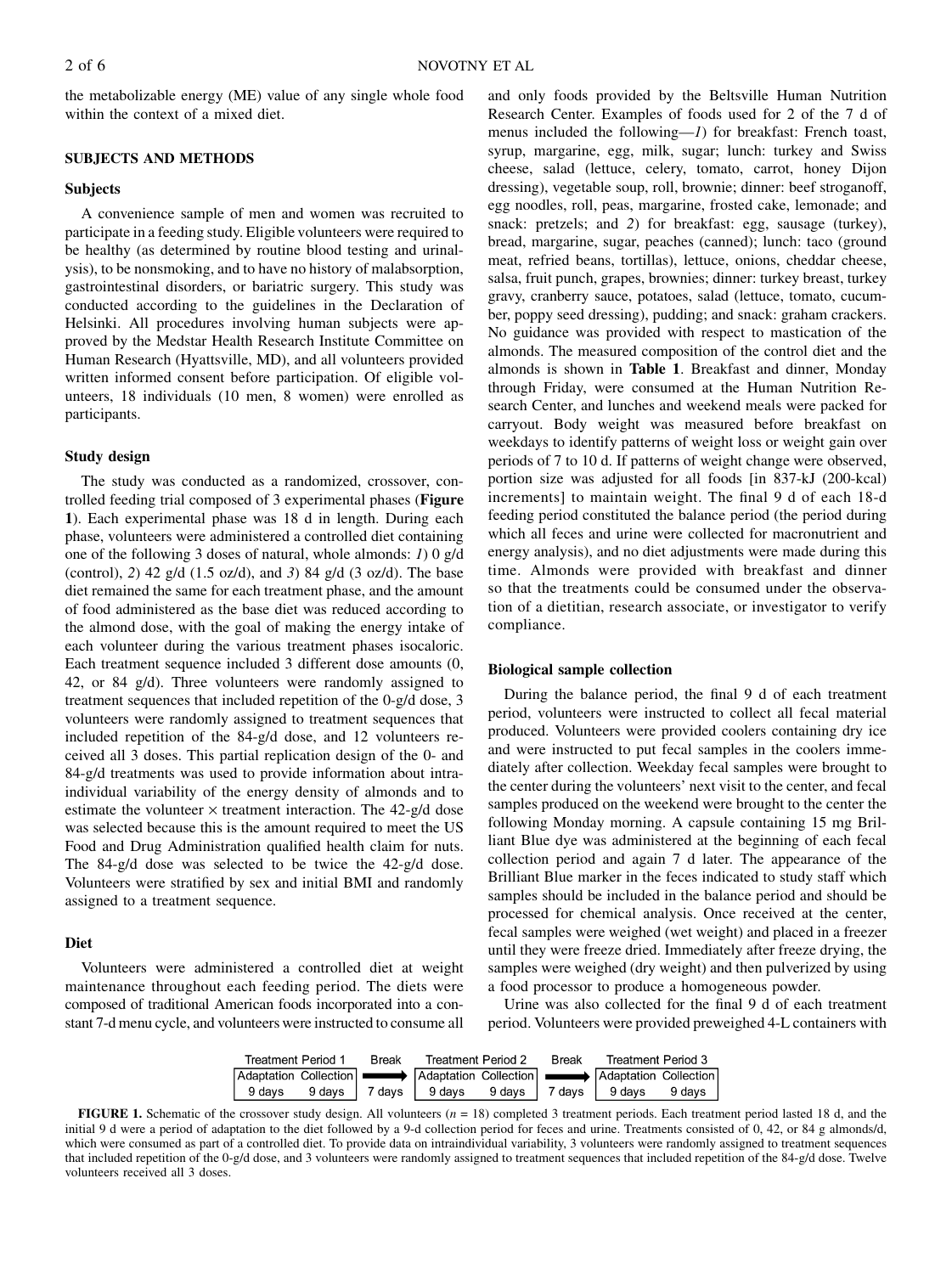the metabolizable energy (ME) value of any single whole food within the context of a mixed diet.

## SUBJECTS AND METHODS

### Subjects

A convenience sample of men and women was recruited to participate in a feeding study. Eligible volunteers were required to be healthy (as determined by routine blood testing and urinalysis), to be nonsmoking, and to have no history of malabsorption, gastrointestinal disorders, or bariatric surgery. This study was conducted according to the guidelines in the Declaration of Helsinki. All procedures involving human subjects were approved by the Medstar Health Research Institute Committee on Human Research (Hyattsville, MD), and all volunteers provided written informed consent before participation. Of eligible volunteers, 18 individuals (10 men, 8 women) were enrolled as participants.

### Study design

The study was conducted as a randomized, crossover, controlled feeding trial composed of 3 experimental phases (**Figure 1**). Each experimental phase was 18 d in length. During each phase, volunteers were administered a controlled diet containing one of the following 3 doses of natural, whole almonds: *1*) 0 g/d (control), *2*) 42 g/d (1.5 oz/d), and *3*) 84 g/d (3 oz/d). The base diet remained the same for each treatment phase, and the amount of food administered as the base diet was reduced according to the almond dose, with the goal of making the energy intake of each volunteer during the various treatment phases isocaloric. Each treatment sequence included 3 different dose amounts (0, 42, or 84 g/d). Three volunteers were randomly assigned to treatment sequences that included repetition of the 0-g/d dose, 3 volunteers were randomly assigned to treatment sequences that included repetition of the 84-g/d dose, and 12 volunteers received all 3 doses. This partial replication design of the 0- and 84-g/d treatments was used to provide information about intraindividual variability of the energy density of almonds and to estimate the volunteer × treatment interaction. The 42-g/d dose was selected because this is the amount required to meet the US Food and Drug Administration qualified health claim for nuts. The 84-g/d dose was selected to be twice the 42-g/d dose. Volunteers were stratified by sex and initial BMI and randomly assigned to a treatment sequence.

### Diet

Volunteers were administered a controlled diet at weight maintenance throughout each feeding period. The diets were composed of traditional American foods incorporated into a constant 7-d menu cycle, and volunteers were instructed to consume all and only foods provided by the Beltsville Human Nutrition Research Center. Examples of foods used for 2 of the 7 d of menus included the following—*1*) for breakfast: French toast, syrup, margarine, egg, milk, sugar; lunch: turkey and Swiss cheese, salad (lettuce, celery, tomato, carrot, honey Dijon dressing), vegetable soup, roll, brownie; dinner: beef stroganoff, egg noodles, roll, peas, margarine, frosted cake, lemonade; and snack: pretzels; and *2*) for breakfast: egg, sausage (turkey), bread, margarine, sugar, peaches (canned); lunch: taco (ground meat, refried beans, tortillas), lettuce, onions, cheddar cheese, salsa, fruit punch, grapes, brownies; dinner: turkey breast, turkey gravy, cranberry sauce, potatoes, salad (lettuce, tomato, cucumber, poppy seed dressing), pudding; and snack: graham crackers. No guidance was provided with respect to mastication of the almonds. The measured composition of the control diet and the almonds is shown in **Table 1**. Breakfast and dinner, Monday through Friday, were consumed at the Human Nutrition Research Center, and lunches and weekend meals were packed for carryout. Body weight was measured before breakfast on weekdays to identify patterns of weight loss or weight gain over periods of 7 to 10 d. If patterns of weight change were observed, portion size was adjusted for all foods [in 837-kJ (200-kcal) increments] to maintain weight. The final 9 d of each 18-d feeding period constituted the balance period (the period during which all feces and urine were collected for macronutrient and energy analysis), and no diet adjustments were made during this time. Almonds were provided with breakfast and dinner so that the treatments could be consumed under the observation of a dietitian, research associate, or investigator to verify compliance.

### Biological sample collection

During the balance period, the final 9 d of each treatment period, volunteers were instructed to collect all fecal material produced. Volunteers were provided coolers containing dry ice and were instructed to put fecal samples in the coolers immediately after collection. Weekday fecal samples were brought to the center during the volunteers' next visit to the center, and fecal samples produced on the weekend were brought to the center the following Monday morning. A capsule containing 15 mg Brilliant Blue dye was administered at the beginning of each fecal collection period and again 7 d later. The appearance of the Brilliant Blue marker in the feces indicated to study staff which samples should be included in the balance period and should be processed for chemical analysis. Once received at the center, fecal samples were weighed (wet weight) and placed in a freezer until they were freeze dried. Immediately after freeze drying, the samples were weighed (dry weight) and then pulverized by using a food processor to produce a homogeneous powder.

Urine was also collected for the final 9 d of each treatment period. Volunteers were provided preweighed 4-L containers with

| Treatment Period 1 | | Break | Treatment Period 2 | | Break | Treatment Period 3 | |
|---|---|---|---|---|---|---|---|
| Adaptation | Collection | → | Adaptation | Collection | → | Adaptation | Collection |
| 9 days | 9 days | 7 days | 9 days | 9 days | 7 days | 9 days | 9 days |

**FIGURE 1.** Schematic of the crossover study design. All volunteers (*n* = 18) completed 3 treatment periods. Each treatment period lasted 18 d, and the initial 9 d were a period of adaptation to the diet followed by a 9-d collection period for feces and urine. Treatments consisted of 0, 42, or 84 g almonds/d, which were consumed as part of a controlled diet. To provide data on intraindividual variability, 3 volunteers were randomly assigned to treatment sequences that included repetition of the 0-g/d dose, and 3 volunteers were randomly assigned to treatment sequences that included repetition of the 84-g/d dose. Twelve volunteers received all 3 doses.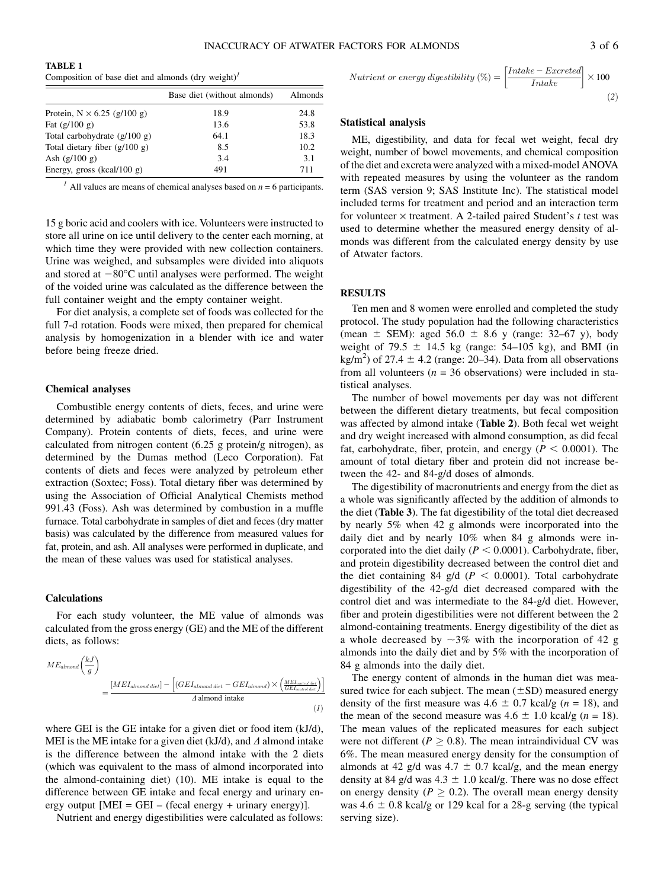**TABLE 1**
Composition of base diet and almonds (dry weight)[1]

| | Base diet (without almonds) | Almonds |
|---|---|---|
| Protein, N × 6.25 (g/100 g) | 18.9 | 24.8 |
| Fat (g/100 g) | 13.6 | 53.8 |
| Total carbohydrate (g/100 g) | 64.1 | 18.3 |
| Total dietary fiber (g/100 g) | 8.5 | 10.2 |
| Ash (g/100 g) | 3.4 | 3.1 |
| Energy, gross (kcal/100 g) | 491 | 711 |

[1] All values are means of chemical analyses based on $n = 6$ participants.

15 g boric acid and coolers with ice. Volunteers were instructed to store all urine on ice until delivery to the center each morning, at which time they were provided with new collection containers. Urine was weighed, and subsamples were divided into aliquots and stored at −80°C until analyses were performed. The weight of the voided urine was calculated as the difference between the full container weight and the empty container weight.

For diet analysis, a complete set of foods was collected for the full 7-d rotation. Foods were mixed, then prepared for chemical analysis by homogenization in a blender with ice and water before being freeze dried.

### Chemical analyses

Combustible energy contents of diets, feces, and urine were determined by adiabatic bomb calorimetry (Parr Instrument Company). Protein contents of diets, feces, and urine were calculated from nitrogen content (6.25 g protein/g nitrogen), as determined by the Dumas method (Leco Corporation). Fat contents of diets and feces were analyzed by petroleum ether extraction (Soxtec; Foss). Total dietary fiber was determined by using the Association of Official Analytical Chemists method 991.43 (Foss). Ash was determined by combustion in a muffle furnace. Total carbohydrate in samples of diet and feces (dry matter basis) was calculated by the difference from measured values for fat, protein, and ash. All analyses were performed in duplicate, and the mean of these values was used for statistical analyses.

### Calculations

For each study volunteer, the ME value of almonds was calculated from the gross energy (GE) and the ME of the different diets, as follows:

$$ME_{almond}\left(\frac{kJ}{g}\right) = \frac{[MEI_{almond\ diet}] - \left[(GEI_{almond\ diet} - GEI_{almond}) \times \left(\frac{MEI_{control\ diet}}{GEI_{control\ diet}}\right)\right]}{\Delta \text{ almond intake}} \quad (1)$$

where GEI is the GE intake for a given diet or food item (kJ/d), MEI is the ME intake for a given diet (kJ/d), and $\Delta$ almond intake is the difference between the almond intake with the 2 diets (which was equivalent to the mass of almond incorporated into the almond-containing diet) (10). ME intake is equal to the difference between GE intake and fecal energy and urinary energy output [MEI = GEI – (fecal energy + urinary energy)].

Nutrient and energy digestibilities were calculated as follows:

$$Nutrient\ or\ energy\ digestibility\ (\%) = \left[\frac{Intake - Excreted}{Intake}\right] \times 100 \quad (2)$$

### Statistical analysis

ME, digestibility, and data for fecal wet weight, fecal dry weight, number of bowel movements, and chemical composition of the diet and excreta were analyzed with a mixed-model ANOVA with repeated measures by using the volunteer as the random term (SAS version 9; SAS Institute Inc). The statistical model included terms for treatment and period and an interaction term for volunteer × treatment. A 2-tailed paired Student's $t$ test was used to determine whether the measured energy density of almonds was different from the calculated energy density by use of Atwater factors.

## RESULTS

Ten men and 8 women were enrolled and completed the study protocol. The study population had the following characteristics (mean ± SEM): aged 56.0 ± 8.6 y (range: 32–67 y), body weight of 79.5 ± 14.5 kg (range: 54–105 kg), and BMI (in $kg/m^2$) of 27.4 ± 4.2 (range: 20–34). Data from all observations from all volunteers ($n = 36$ observations) were included in statistical analyses.

The number of bowel movements per day was not different between the different dietary treatments, but fecal composition was affected by almond intake (**Table 2**). Both fecal wet weight and dry weight increased with almond consumption, as did fecal fat, carbohydrate, fiber, protein, and energy ($P < 0.0001$). The amount of total dietary fiber and protein did not increase between the 42- and 84-g/d doses of almonds.

The digestibility of macronutrients and energy from the diet as a whole was significantly affected by the addition of almonds to the diet (**Table 3**). The fat digestibility of the total diet decreased by nearly 5% when 42 g almonds were incorporated into the daily diet and by nearly 10% when 84 g almonds were incorporated into the diet daily ($P < 0.0001$). Carbohydrate, fiber, and protein digestibility decreased between the control diet and the diet containing 84 g/d ($P < 0.0001$). Total carbohydrate digestibility of the 42-g/d diet decreased compared with the control diet and was intermediate to the 84-g/d diet. However, fiber and protein digestibilities were not different between the 2 almond-containing treatments. Energy digestibility of the diet as a whole decreased by ~3% with the incorporation of 42 g almonds into the daily diet and by 5% with the incorporation of 84 g almonds into the daily diet.

The energy content of almonds in the human diet was measured twice for each subject. The mean (±SD) measured energy density of the first measure was 4.6 ± 0.7 kcal/g ($n = 18$), and the mean of the second measure was 4.6 ± 1.0 kcal/g ($n = 18$). The mean values of the replicated measures for each subject were not different ($P \geq 0.8$). The mean intraindividual CV was 6%. The mean measured energy density for the consumption of almonds at 42 g/d was 4.7 ± 0.7 kcal/g, and the mean energy density at 84 g/d was 4.3 ± 1.0 kcal/g. There was no dose effect on energy density ($P \geq 0.2$). The overall mean energy density was 4.6 ± 0.8 kcal/g or 129 kcal for a 28-g serving (the typical serving size).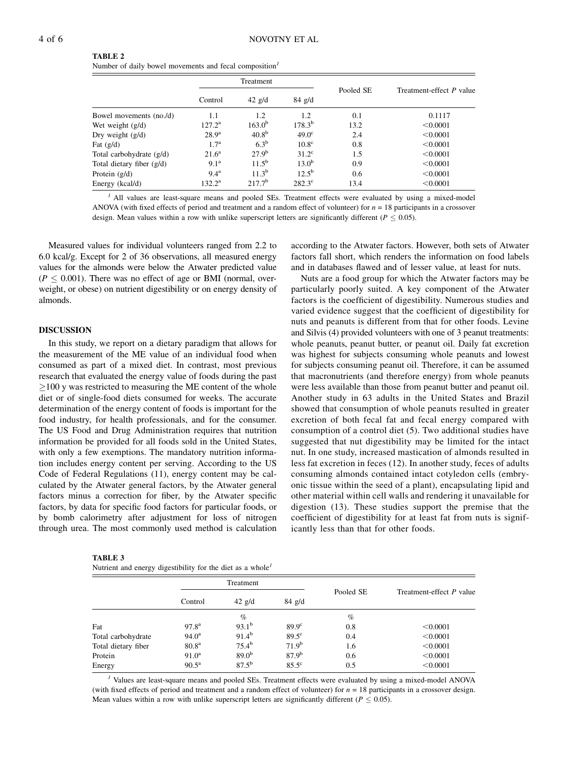**TABLE 2**
Number of daily bowel movements and fecal composition[1]

| | Treatment | | | Pooled SE | Treatment-effect *P* value |
|---|---|---|---|---|---|
| | Control | 42 g/d | 84 g/d | | |
| Bowel movements (no./d) | 1.1 | 1.2 | 1.2 | 0.1 | 0.1117 |
| Wet weight (g/d) | 127.2[a] | 163.0[b] | 178.3[b] | 13.2 | <0.0001 |
| Dry weight (g/d) | 28.9[a] | 40.8[b] | 49.0[c] | 2.4 | <0.0001 |
| Fat (g/d) | 1.7[a] | 6.3[b] | 10.8[c] | 0.8 | <0.0001 |
| Total carbohydrate (g/d) | 21.6[a] | 27.9[b] | 31.2[c] | 1.5 | <0.0001 |
| Total dietary fiber (g/d) | 9.1[a] | 11.5[b] | 13.0[b] | 0.9 | <0.0001 |
| Protein (g/d) | 9.4[a] | 11.3[b] | 12.5[b] | 0.6 | <0.0001 |
| Energy (kcal/d) | 132.2[a] | 217.7[b] | 282.3[c] | 13.4 | <0.0001 |

[1] All values are least-square means and pooled SEs. Treatment effects were evaluated by using a mixed-model ANOVA (with fixed effects of period and treatment and a random effect of volunteer) for $n = 18$ participants in a crossover design. Mean values within a row with unlike superscript letters are significantly different ($P \leq 0.05$).

Measured values for individual volunteers ranged from 2.2 to 6.0 kcal/g. Except for 2 of 36 observations, all measured energy values for the almonds were below the Atwater predicted value ($P \leq 0.001$). There was no effect of age or BMI (normal, overweight, or obese) on nutrient digestibility or on energy density of almonds.

## DISCUSSION

In this study, we report on a dietary paradigm that allows for the measurement of the ME value of an individual food when consumed as part of a mixed diet. In contrast, most previous research that evaluated the energy value of foods during the past ≥100 y was restricted to measuring the ME content of the whole diet or of single-food diets consumed for weeks. The accurate determination of the energy content of foods is important for the food industry, for health professionals, and for the consumer. The US Food and Drug Administration requires that nutrition information be provided for all foods sold in the United States, with only a few exemptions. The mandatory nutrition information includes energy content per serving. According to the US Code of Federal Regulations (11), energy content may be calculated by the Atwater general factors, by the Atwater general factors minus a correction for fiber, by the Atwater specific factors, by data for specific food factors for particular foods, or by bomb calorimetry after adjustment for loss of nitrogen through urea. The most commonly used method is calculation according to the Atwater factors. However, both sets of Atwater factors fall short, which renders the information on food labels and in databases flawed and of lesser value, at least for nuts.

Nuts are a food group for which the Atwater factors may be particularly poorly suited. A key component of the Atwater factors is the coefficient of digestibility. Numerous studies and varied evidence suggest that the coefficient of digestibility for nuts and peanuts is different from that for other foods. Levine and Silvis (4) provided volunteers with one of 3 peanut treatments: whole peanuts, peanut butter, or peanut oil. Daily fat excretion was highest for subjects consuming whole peanuts and lowest for subjects consuming peanut oil. Therefore, it can be assumed that macronutrients (and therefore energy) from whole peanuts were less available than those from peanut butter and peanut oil. Another study in 63 adults in the United States and Brazil showed that consumption of whole peanuts resulted in greater excretion of both fecal fat and fecal energy compared with consumption of a control diet (5). Two additional studies have suggested that nut digestibility may be limited for the intact nut. In one study, increased mastication of almonds resulted in less fat excretion in feces (12). In another study, feces of adults consuming almonds contained intact cotyledon cells (embryonic tissue within the seed of a plant), encapsulating lipid and other material within cell walls and rendering it unavailable for digestion (13). These studies support the premise that the coefficient of digestibility for at least fat from nuts is significantly less than that for other foods.

**TABLE 3**
Nutrient and energy digestibility for the diet as a whole[1]

| | Treatment | | | Pooled SE | Treatment-effect *P* value |
|---|---|---|---|---|---|
| | Control | 42 g/d | 84 g/d | | |
| | | % | | % | |
| Fat | 97.8[a] | 93.1[b] | 89.9[c] | 0.8 | <0.0001 |
| Total carbohydrate | 94.0[a] | 91.4[b] | 89.5[c] | 0.4 | <0.0001 |
| Total dietary fiber | 80.8[a] | 75.4[b] | 71.9[b] | 1.6 | <0.0001 |
| Protein | 91.0[a] | 89.0[b] | 87.9[b] | 0.6 | <0.0001 |
| Energy | 90.5[a] | 87.5[b] | 85.5[c] | 0.5 | <0.0001 |

[1] Values are least-square means and pooled SEs. Treatment effects were evaluated by using a mixed-model ANOVA (with fixed effects of period and treatment and a random effect of volunteer) for $n = 18$ participants in a crossover design. Mean values within a row with unlike superscript letters are significantly different ($P \leq 0.05$).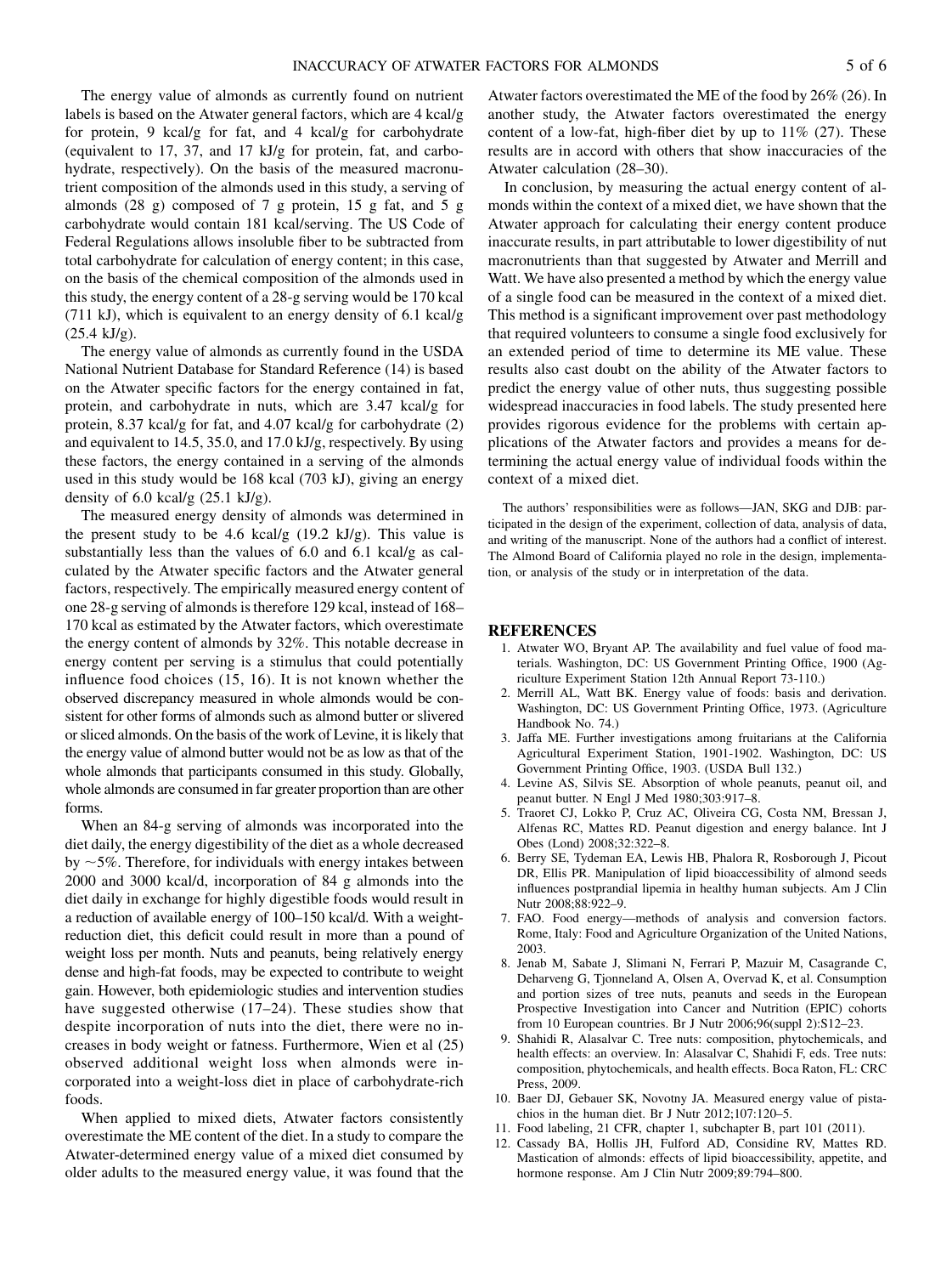The energy value of almonds as currently found on nutrient labels is based on the Atwater general factors, which are 4 kcal/g for protein, 9 kcal/g for fat, and 4 kcal/g for carbohydrate (equivalent to 17, 37, and 17 kJ/g for protein, fat, and carbohydrate, respectively). On the basis of the measured macronutrient composition of the almonds used in this study, a serving of almonds (28 g) composed of 7 g protein, 15 g fat, and 5 g carbohydrate would contain 181 kcal/serving. The US Code of Federal Regulations allows insoluble fiber to be subtracted from total carbohydrate for calculation of energy content; in this case, on the basis of the chemical composition of the almonds used in this study, the energy content of a 28-g serving would be 170 kcal (711 kJ), which is equivalent to an energy density of 6.1 kcal/g (25.4 kJ/g).

The energy value of almonds as currently found in the USDA National Nutrient Database for Standard Reference (14) is based on the Atwater specific factors for the energy contained in fat, protein, and carbohydrate in nuts, which are 3.47 kcal/g for protein, 8.37 kcal/g for fat, and 4.07 kcal/g for carbohydrate (2) and equivalent to 14.5, 35.0, and 17.0 kJ/g, respectively. By using these factors, the energy contained in a serving of the almonds used in this study would be 168 kcal (703 kJ), giving an energy density of 6.0 kcal/g (25.1 kJ/g).

The measured energy density of almonds was determined in the present study to be 4.6 kcal/g (19.2 kJ/g). This value is substantially less than the values of 6.0 and 6.1 kcal/g as calculated by the Atwater specific factors and the Atwater general factors, respectively. The empirically measured energy content of one 28-g serving of almonds is therefore 129 kcal, instead of 168–170 kcal as estimated by the Atwater factors, which overestimate the energy content of almonds by 32%. This notable decrease in energy content per serving is a stimulus that could potentially influence food choices (15, 16). It is not known whether the observed discrepancy measured in whole almonds would be consistent for other forms of almonds such as almond butter or slivered or sliced almonds. On the basis of the work of Levine, it is likely that the energy value of almond butter would not be as low as that of the whole almonds that participants consumed in this study. Globally, whole almonds are consumed in far greater proportion than are other forms.

When an 84-g serving of almonds was incorporated into the diet daily, the energy digestibility of the diet as a whole decreased by ~5%. Therefore, for individuals with energy intakes between 2000 and 3000 kcal/d, incorporation of 84 g almonds into the diet daily in exchange for highly digestible foods would result in a reduction of available energy of 100–150 kcal/d. With a weight-reduction diet, this deficit could result in more than a pound of weight loss per month. Nuts and peanuts, being relatively energy dense and high-fat foods, may be expected to contribute to weight gain. However, both epidemiologic studies and intervention studies have suggested otherwise (17–24). These studies show that despite incorporation of nuts into the diet, there were no increases in body weight or fatness. Furthermore, Wien et al (25) observed additional weight loss when almonds were incorporated into a weight-loss diet in place of carbohydrate-rich foods.

When applied to mixed diets, Atwater factors consistently overestimate the ME content of the diet. In a study to compare the Atwater-determined energy value of a mixed diet consumed by older adults to the measured energy value, it was found that the Atwater factors overestimated the ME of the food by 26% (26). In another study, the Atwater factors overestimated the energy content of a low-fat, high-fiber diet by up to 11% (27). These results are in accord with others that show inaccuracies of the Atwater calculation (28–30).

In conclusion, by measuring the actual energy content of almonds within the context of a mixed diet, we have shown that the Atwater approach for calculating their energy content produce inaccurate results, in part attributable to lower digestibility of nut macronutrients than that suggested by Atwater and Merrill and Watt. We have also presented a method by which the energy value of a single food can be measured in the context of a mixed diet. This method is a significant improvement over past methodology that required volunteers to consume a single food exclusively for an extended period of time to determine its ME value. These results also cast doubt on the ability of the Atwater factors to predict the energy value of other nuts, thus suggesting possible widespread inaccuracies in food labels. The study presented here provides rigorous evidence for the problems with certain applications of the Atwater factors and provides a means for determining the actual energy value of individual foods within the context of a mixed diet.

The authors' responsibilities were as follows—JAN, SKG and DJB: participated in the design of the experiment, collection of data, analysis of data, and writing of the manuscript. None of the authors had a conflict of interest. The Almond Board of California played no role in the design, implementation, or analysis of the study or in interpretation of the data.

## REFERENCES

1. Atwater WO, Bryant AP. The availability and fuel value of food materials. Washington, DC: US Government Printing Office, 1900 (Agriculture Experiment Station 12th Annual Report 73-110.)
2. Merrill AL, Watt BK. Energy value of foods: basis and derivation. Washington, DC: US Government Printing Office, 1973. (Agriculture Handbook No. 74.)
3. Jaffa ME. Further investigations among fruitarians at the California Agricultural Experiment Station, 1901-1902. Washington, DC: US Government Printing Office, 1903. (USDA Bull 132.)
4. Levine AS, Silvis SE. Absorption of whole peanuts, peanut oil, and peanut butter. N Engl J Med 1980;303:917–8.
5. Traoret CJ, Lokko P, Cruz AC, Oliveira CG, Costa NM, Bressan J, Alfenas RC, Mattes RD. Peanut digestion and energy balance. Int J Obes (Lond) 2008;32:322–8.
6. Berry SE, Tydeman EA, Lewis HB, Phalora R, Rosborough J, Picout DR, Ellis PR. Manipulation of lipid bioaccessibility of almond seeds influences postprandial lipemia in healthy human subjects. Am J Clin Nutr 2008;88:922–9.
7. FAO. Food energy—methods of analysis and conversion factors. Rome, Italy: Food and Agriculture Organization of the United Nations, 2003.
8. Jenab M, Sabate J, Slimani N, Ferrari P, Mazuir M, Casagrande C, Deharveng G, Tjonneland A, Olsen A, Overvad K, et al. Consumption and portion sizes of tree nuts, peanuts and seeds in the European Prospective Investigation into Cancer and Nutrition (EPIC) cohorts from 10 European countries. Br J Nutr 2006;96(suppl 2):S12–23.
9. Shahidi R, Alasalvar C. Tree nuts: composition, phytochemicals, and health effects: an overview. In: Alasalvar C, Shahidi F, eds. Tree nuts: composition, phytochemicals, and health effects. Boca Raton, FL: CRC Press, 2009.
10. Baer DJ, Gebauer SK, Novotny JA. Measured energy value of pistachios in the human diet. Br J Nutr 2012;107:120–5.
11. Food labeling, 21 CFR, chapter 1, subchapter B, part 101 (2011).
12. Cassady BA, Hollis JH, Fulford AD, Considine RV, Mattes RD. Mastication of almonds: effects of lipid bioaccessibility, appetite, and hormone response. Am J Clin Nutr 2009;89:794–800.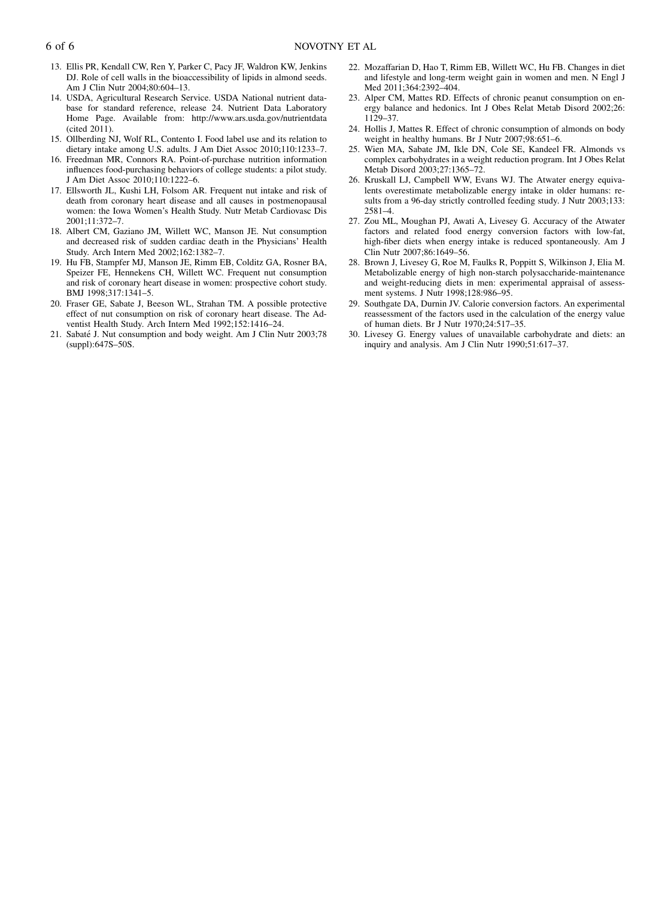13. Ellis PR, Kendall CW, Ren Y, Parker C, Pacy JF, Waldron KW, Jenkins DJ. Role of cell walls in the bioaccessibility of lipids in almond seeds. Am J Clin Nutr 2004;80:604–13.
14. USDA, Agricultural Research Service. USDA National nutrient database for standard reference, release 24. Nutrient Data Laboratory Home Page. Available from: http://www.ars.usda.gov/nutrientdata (cited 2011).
15. Ollberding NJ, Wolf RL, Contento I. Food label use and its relation to dietary intake among U.S. adults. J Am Diet Assoc 2010;110:1233–7.
16. Freedman MR, Connors RA. Point-of-purchase nutrition information influences food-purchasing behaviors of college students: a pilot study. J Am Diet Assoc 2010;110:1222–6.
17. Ellsworth JL, Kushi LH, Folsom AR. Frequent nut intake and risk of death from coronary heart disease and all causes in postmenopausal women: the Iowa Women's Health Study. Nutr Metab Cardiovasc Dis 2001;11:372–7.
18. Albert CM, Gaziano JM, Willett WC, Manson JE. Nut consumption and decreased risk of sudden cardiac death in the Physicians' Health Study. Arch Intern Med 2002;162:1382–7.
19. Hu FB, Stampfer MJ, Manson JE, Rimm EB, Colditz GA, Rosner BA, Speizer FE, Hennekens CH, Willett WC. Frequent nut consumption and risk of coronary heart disease in women: prospective cohort study. BMJ 1998;317:1341–5.
20. Fraser GE, Sabate J, Beeson WL, Strahan TM. A possible protective effect of nut consumption on risk of coronary heart disease. The Adventist Health Study. Arch Intern Med 1992;152:1416–24.
21. Sabaté J. Nut consumption and body weight. Am J Clin Nutr 2003;78 (suppl):647S–50S.
22. Mozaffarian D, Hao T, Rimm EB, Willett WC, Hu FB. Changes in diet and lifestyle and long-term weight gain in women and men. N Engl J Med 2011;364:2392–404.
23. Alper CM, Mattes RD. Effects of chronic peanut consumption on energy balance and hedonics. Int J Obes Relat Metab Disord 2002;26: 1129–37.
24. Hollis J, Mattes R. Effect of chronic consumption of almonds on body weight in healthy humans. Br J Nutr 2007;98:651–6.
25. Wien MA, Sabate JM, Ikle DN, Cole SE, Kandeel FR. Almonds vs complex carbohydrates in a weight reduction program. Int J Obes Relat Metab Disord 2003;27:1365–72.
26. Kruskall LJ, Campbell WW, Evans WJ. The Atwater energy equivalents overestimate metabolizable energy intake in older humans: results from a 96-day strictly controlled feeding study. J Nutr 2003;133: 2581–4.
27. Zou ML, Moughan PJ, Awati A, Livesey G. Accuracy of the Atwater factors and related food energy conversion factors with low-fat, high-fiber diets when energy intake is reduced spontaneously. Am J Clin Nutr 2007;86:1649–56.
28. Brown J, Livesey G, Roe M, Faulks R, Poppitt S, Wilkinson J, Elia M. Metabolizable energy of high non-starch polysaccharide-maintenance and weight-reducing diets in men: experimental appraisal of assessment systems. J Nutr 1998;128:986–95.
29. Southgate DA, Durnin JV. Calorie conversion factors. An experimental reassessment of the factors used in the calculation of the energy value of human diets. Br J Nutr 1970;24:517–35.
30. Livesey G. Energy values of unavailable carbohydrate and diets: an inquiry and analysis. Am J Clin Nutr 1990;51:617–37.